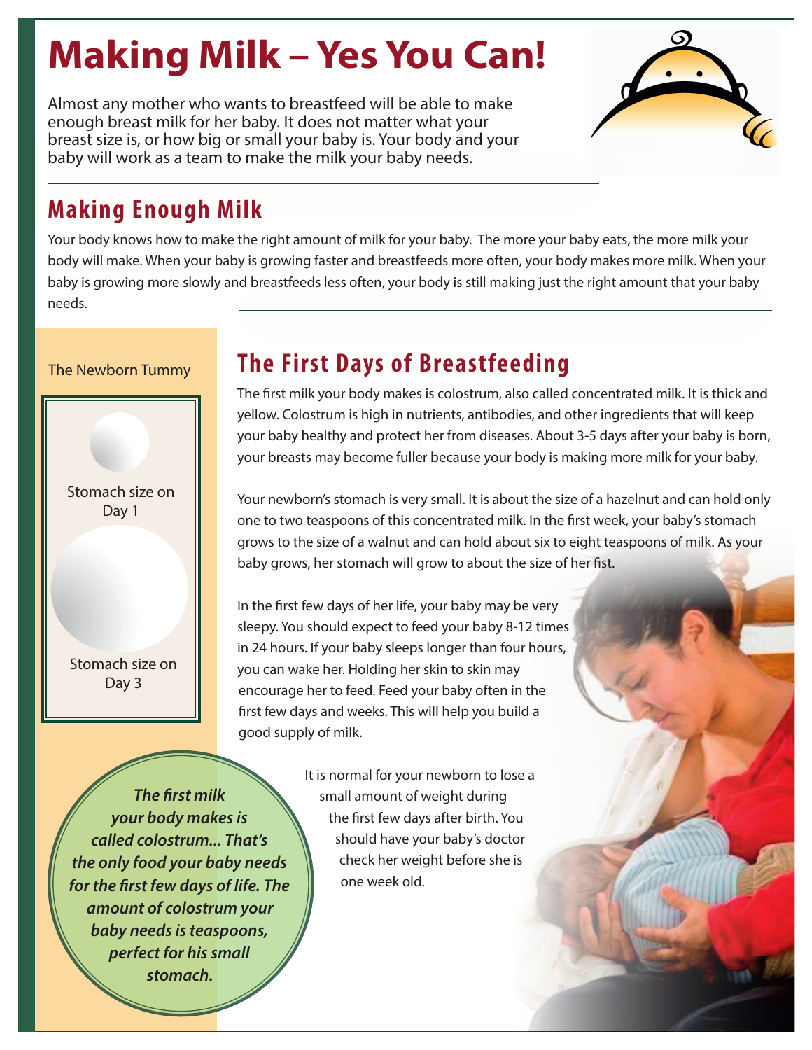# Making Milk – Yes You Can!

Almost any mother who wants to breastfeed will be able to make enough breast milk for her baby. It does not matter what your breast size is, or how big or small your baby is. Your body and your baby will work as a team to make the milk your baby needs.

## Making Enough Milk

Your body knows how to make the right amount of milk for your baby. The more your baby eats, the more milk your body will make. When your baby is growing faster and breastfeeds more often, your body makes more milk. When your baby is growing more slowly and breastfeeds less often, your body is still making just the right amount that your baby needs.

The Newborn Tummy

Stomach size on Day 1

Stomach size on Day 3

## The First Days of Breastfeeding

The first milk your body makes is colostrum, also called concentrated milk. It is thick and yellow. Colostrum is high in nutrients, antibodies, and other ingredients that will keep your baby healthy and protect her from diseases. About 3-5 days after your baby is born, your breasts may become fuller because your body is making more milk for your baby.

Your newborn's stomach is very small. It is about the size of a hazelnut and can hold only one to two teaspoons of this concentrated milk. In the first week, your baby's stomach grows to the size of a walnut and can hold about six to eight teaspoons of milk. As your baby grows, her stomach will grow to about the size of her fist.

In the first few days of her life, your baby may be very sleepy. You should expect to feed your baby 8-12 times in 24 hours. If your baby sleeps longer than four hours, you can wake her. Holding her skin to skin may encourage her to feed. Feed your baby often in the first few days and weeks. This will help you build a good supply of milk.

It is normal for your newborn to lose a small amount of weight during the first few days after birth. You should have your baby's doctor check her weight before she is one week old.

***The first milk your body makes is called colostrum... That's the only food your baby needs for the first few days of life. The amount of colostrum your baby needs is teaspoons, perfect for his small stomach.***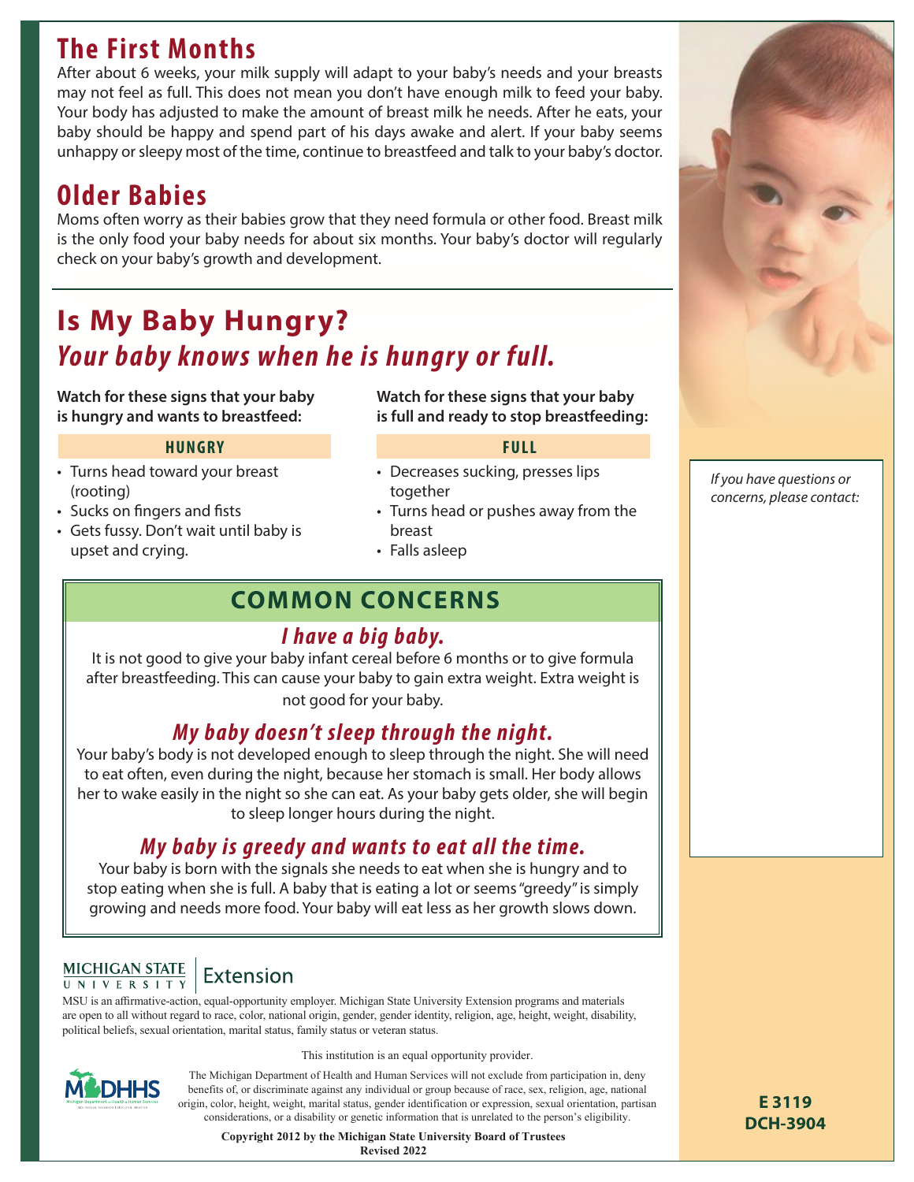## The First Months

After about 6 weeks, your milk supply will adapt to your baby's needs and your breasts may not feel as full. This does not mean you don't have enough milk to feed your baby. Your body has adjusted to make the amount of breast milk he needs. After he eats, your baby should be happy and spend part of his days awake and alert. If your baby seems unhappy or sleepy most of the time, continue to breastfeed and talk to your baby's doctor.

## Older Babies

Moms often worry as their babies grow that they need formula or other food. Breast milk is the only food your baby needs for about six months. Your baby's doctor will regularly check on your baby's growth and development.

# Is My Baby Hungry?

## *Your baby knows when he is hungry or full.*

**Watch for these signs that your baby is hungry and wants to breastfeed:**

**HUNGRY**

- Turns head toward your breast (rooting)
- Sucks on fingers and fists
- Gets fussy. Don't wait until baby is upset and crying.

**Watch for these signs that your baby is full and ready to stop breastfeeding:**

**FULL**

- Decreases sucking, presses lips together
- Turns head or pushes away from the breast
- Falls asleep

## COMMON CONCERNS

### *I have a big baby.*

It is not good to give your baby infant cereal before 6 months or to give formula after breastfeeding. This can cause your baby to gain extra weight. Extra weight is not good for your baby.

### *My baby doesn't sleep through the night.*

Your baby's body is not developed enough to sleep through the night. She will need to eat often, even during the night, because her stomach is small. Her body allows her to wake easily in the night so she can eat. As your baby gets older, she will begin to sleep longer hours during the night.

### *My baby is greedy and wants to eat all the time.*

Your baby is born with the signals she needs to eat when she is hungry and to stop eating when she is full. A baby that is eating a lot or seems "greedy" is simply growing and needs more food. Your baby will eat less as her growth slows down.

*If you have questions or concerns, please contact:*

MICHIGAN STATE UNIVERSITY | Extension

MSU is an affirmative-action, equal-opportunity employer. Michigan State University Extension programs and materials are open to all without regard to race, color, national origin, gender, gender identity, religion, age, height, weight, disability, political beliefs, sexual orientation, marital status, family status or veteran status.

This institution is an equal opportunity provider.

The Michigan Department of Health and Human Services will not exclude from participation in, deny benefits of, or discriminate against any individual or group because of race, sex, religion, age, national origin, color, height, weight, marital status, gender identification or expression, sexual orientation, partisan considerations, or a disability or genetic information that is unrelated to the person's eligibility.

**Copyright 2012 by the Michigan State University Board of Trustees**
**Revised 2022**

**E 3119**
**DCH-3904**